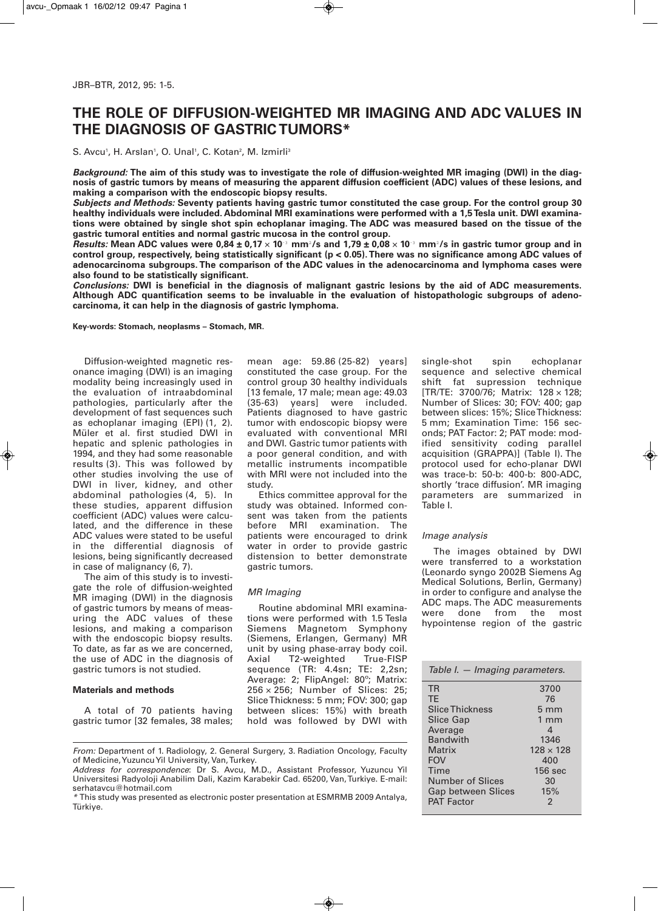# THE ROLE OF DIFFUSION-WEIGHTED MR IMAGING AND ADC VALUES IN THE DIAGNOSIS OF GASTRIC TUMORS*

S. Avcu[1], H. Arslan[1], O. Unal[1], C. Kotan[2], M. Izmirli[3]

***Background:*** **The aim of this study was to investigate the role of diffusion-weighted MR imaging (DWI) in the diagnosis of gastric tumors by means of measuring the apparent diffusion coefficient (ADC) values of these lesions, and making a comparison with the endoscopic biopsy results.**

***Subjects and Methods:*** **Seventy patients having gastric tumor constituted the case group. For the control group 30 healthy individuals were included. Abdominal MRI examinations were performed with a 1,5 Tesla unit. DWI examinations were obtained by single shot spin echoplanar imaging. The ADC was measured based on the tissue of the gastric tumoral entities and normal gastric mucosa in the control group.**

***Results:*** **Mean ADC values were $0{,}84 \pm 0{,}17 \times 10^{-3}$ mm$^2$/s and $1{,}79 \pm 0{,}08 \times 10^{-3}$ mm$^2$/s in gastric tumor group and in control group, respectively, being statistically significant ($p < 0.05$). There was no significance among ADC values of adenocarcinoma subgroups. The comparison of the ADC values in the adenocarcinoma and lymphoma cases were also found to be statistically significant.**

***Conclusions:*** **DWI is beneficial in the diagnosis of malignant gastric lesions by the aid of ADC measurements. Although ADC quantification seems to be invaluable in the evaluation of histopathologic subgroups of adenocarcinoma, it can help in the diagnosis of gastric lymphoma.**

**Key-words: Stomach, neoplasms – Stomach, MR.**

Diffusion-weighted magnetic resonance imaging (DWI) is an imaging modality being increasingly used in the evaluation of intraabdominal pathologies, particularly after the development of fast sequences such as echoplanar imaging (EPI) (1, 2). Müler et al. first studied DWI in hepatic and splenic pathologies in 1994, and they had some reasonable results (3). This was followed by other studies involving the use of DWI in liver, kidney, and other abdominal pathologies (4, 5). In these studies, apparent diffusion coefficient (ADC) values were calculated, and the difference in these ADC values were stated to be useful in the differential diagnosis of lesions, being significantly decreased in case of malignancy (6, 7).

The aim of this study is to investigate the role of diffusion-weighted MR imaging (DWI) in the diagnosis of gastric tumors by means of measuring the ADC values of these lesions, and making a comparison with the endoscopic biopsy results. To date, as far as we are concerned, the use of ADC in the diagnosis of gastric tumors is not studied.

## Materials and methods

A total of 70 patients having gastric tumor [32 females, 38 males; mean age: 59.86 (25-82) years] constituted the case group. For the control group 30 healthy individuals [13 female, 17 male; mean age: 49.03 (35-63) years] were included. Patients diagnosed to have gastric tumor with endoscopic biopsy were evaluated with conventional MRI and DWI. Gastric tumor patients with a poor general condition, and with metallic instruments incompatible with MRI were not included into the study.

Ethics committee approval for the study was obtained. Informed consent was taken from the patients before MRI examination. The patients were encouraged to drink water in order to provide gastric distension to better demonstrate gastric tumors.

### *MR Imaging*

Routine abdominal MRI examinations were performed with 1.5 Tesla Siemens Magnetom Symphony (Siemens, Erlangen, Germany) MR unit by using phase-array body coil. Axial T2-weighted True-FISP sequence (TR: 4.4sn; TE: 2,2sn; Average: 2; FlipAngel: 80°; Matrix: 256 × 256; Number of Slices: 25; Slice Thickness: 5 mm; FOV: 300; gap between slices: 15%) with breath hold was followed by DWI with single-shot spin echoplanar sequence and selective chemical shift fat supression technique [TR/TE: 3700/76; Matrix: 128 × 128; Number of Slices: 30; FOV: 400; gap between slices: 15%; Slice Thickness: 5 mm; Examination Time: 156 seconds; PAT Factor: 2; PAT mode: modified sensitivity coding parallel acquisition (GRAPPA)] (Table I). The protocol used for echo-planar DWI was trace-b: 50-b: 400-b: 800-ADC, shortly 'trace diffusion'. MR imaging parameters are summarized in Table I.

### *Image analysis*

The images obtained by DWI were transferred to a workstation (Leonardo syngo 2002B Siemens Ag Medical Solutions, Berlin, Germany) in order to configure and analyse the ADC maps. The ADC measurements were done from the most hypointense region of the gastric

*Table I. — Imaging parameters.*

| | |
|---|---|
| TR | 3700 |
| TE | 76 |
| Slice Thickness | 5 mm |
| Slice Gap | 1 mm |
| Average | 4 |
| Bandwith | 1346 |
| Matrix | 128 × 128 |
| FOV | 400 |
| Time | 156 sec |
| Number of Slices | 30 |
| Gap between Slices | 15% |
| PAT Factor | 2 |

*From:* Department of 1. Radiology, 2. General Surgery, 3. Radiation Oncology, Faculty of Medicine, Yuzuncu Yil University, Van, Turkey.

*Address for correspondence*: Dr S. Avcu, M.D., Assistant Professor, Yuzuncu Yil Universitesi Radyoloji Anabilim Dali, Kazim Karabekir Cad. 65200, Van, Turkiye. E-mail: serhatavcu@hotmail.com

\* This study was presented as electronic poster presentation at ESMRMB 2009 Antalya, Türkiye.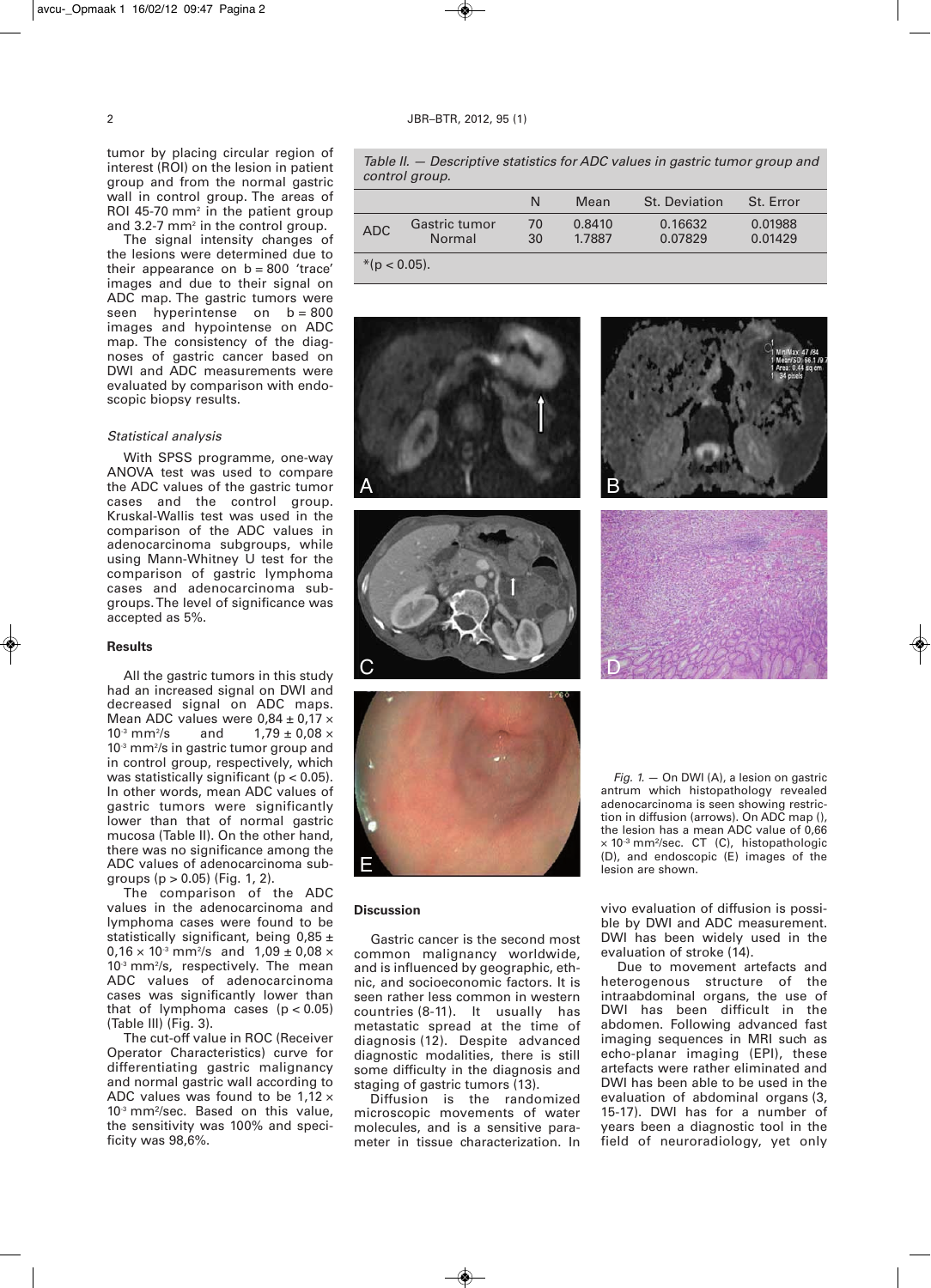tumor by placing circular region of interest (ROI) on the lesion in patient group and from the normal gastric wall in control group. The areas of ROI 45-70 mm² in the patient group and 3.2-7 mm² in the control group.

The signal intensity changes of the lesions were determined due to their appearance on b = 800 'trace' images and due to their signal on ADC map. The gastric tumors were seen hyperintense on b = 800 images and hypointense on ADC map. The consistency of the diagnoses of gastric cancer based on DWI and ADC measurements were evaluated by comparison with endoscopic biopsy results.

*Statistical analysis*

With SPSS programme, one-way ANOVA test was used to compare the ADC values of the gastric tumor cases and the control group. Kruskal-Wallis test was used in the comparison of the ADC values in adenocarcinoma subgroups, while using Mann-Whitney U test for the comparison of gastric lymphoma cases and adenocarcinoma subgroups. The level of significance was accepted as 5%.

## Results

All the gastric tumors in this study had an increased signal on DWI and decreased signal on ADC maps. Mean ADC values were 0,84 ± 0,17 × $10^{-3}$ mm²/s and 1,79 ± 0,08 × $10^{-3}$ mm²/s in gastric tumor group and in control group, respectively, which was statistically significant ($p < 0.05$). In other words, mean ADC values of gastric tumors were significantly lower than that of normal gastric mucosa (Table II). On the other hand, there was no significance among the ADC values of adenocarcinoma subgroups ($p > 0.05$) (Fig. 1, 2).

The comparison of the ADC values in the adenocarcinoma and lymphoma cases were found to be statistically significant, being 0,85 ± 0,16 × $10^{-3}$ mm²/s and 1,09 ± 0,08 × $10^{-3}$ mm²/s, respectively. The mean ADC values of adenocarcinoma cases was significantly lower than that of lymphoma cases ($p < 0.05$) (Table III) (Fig. 3).

The cut-off value in ROC (Receiver Operator Characteristics) curve for differentiating gastric malignancy and normal gastric wall according to ADC values was found to be 1,12 × $10^{-3}$ mm²/sec. Based on this value, the sensitivity was 100% and specificity was 98,6%.

*Table II. — Descriptive statistics for ADC values in gastric tumor group and control group.*

| | | N | Mean | St. Deviation | St. Error |
|---|---|---|---|---|---|
| ADC | Gastric tumor | 70 | 0.8410 | 0.16632 | 0.01988 |
| | Normal | 30 | 1.7887 | 0.07829 | 0.01429 |

*($p < 0.05$).

*Fig. 1.* — On DWI (A), a lesion on gastric antrum which histopathology revealed adenocarcinoma is seen showing restriction in diffusion (arrows). On ADC map (), the lesion has a mean ADC value of 0,66 × $10^{-3}$ mm²/sec. CT (C), histopathologic (D), and endoscopic (E) images of the lesion are shown.

## Discussion

Gastric cancer is the second most common malignancy worldwide, and is influenced by geographic, ethnic, and socioeconomic factors. It is seen rather less common in western countries (8-11). It usually has metastatic spread at the time of diagnosis (12). Despite advanced diagnostic modalities, there is still some difficulty in the diagnosis and staging of gastric tumors (13).

Diffusion is the randomized microscopic movements of water molecules, and is a sensitive parameter in tissue characterization. In vivo evaluation of diffusion is possible by DWI and ADC measurement. DWI has been widely used in the evaluation of stroke (14).

Due to movement artefacts and heterogenous structure of the intraabdominal organs, the use of DWI has been difficult in the abdomen. Following advanced fast imaging sequences in MRI such as echo-planar imaging (EPI), these artefacts were rather eliminated and DWI has been able to be used in the evaluation of abdominal organs (3, 15-17). DWI has for a number of years been a diagnostic tool in the field of neuroradiology, yet only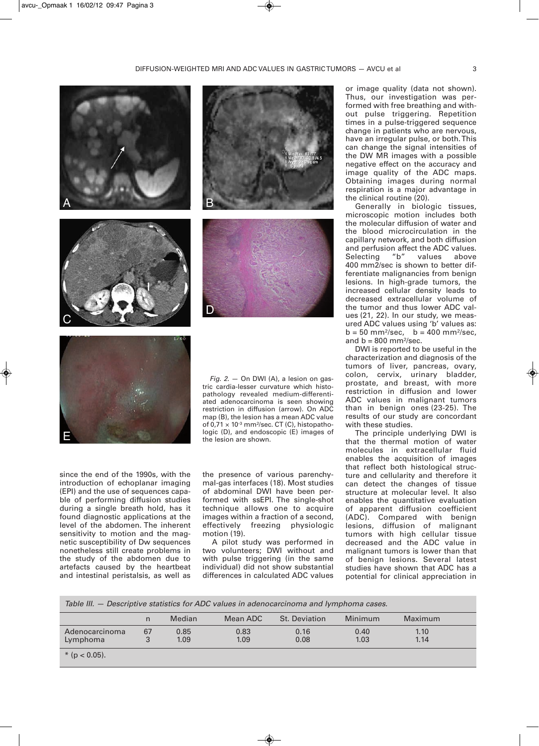*Fig. 2.* — On DWI (A), a lesion on gastric cardia-lesser curvature which histopathology revealed medium-differentiated adenocarcinoma is seen showing restriction in diffusion (arrow). On ADC map (B), the lesion has a mean ADC value of 0,71 × $10^{-3}$ mm²/sec. CT (C), histopathologic (D), and endoscopic (E) images of the lesion are shown.

since the end of the 1990s, with the introduction of echoplanar imaging (EPI) and the use of sequences capable of performing diffusion studies during a single breath hold, has it found diagnostic applications at the level of the abdomen. The inherent sensitivity to motion and the magnetic susceptibility of Dw sequences nonetheless still create problems in the study of the abdomen due to artefacts caused by the heartbeat and intestinal peristalsis, as well as the presence of various parenchymal-gas interfaces (18). Most studies of abdominal DWI have been performed with ssEPI. The single-shot technique allows one to acquire images within a fraction of a second, effectively freezing physiologic motion (19).

A pilot study was performed in two volunteers; DWI without and with pulse triggering (in the same individual) did not show substantial differences in calculated ADC values or image quality (data not shown). Thus, our investigation was performed with free breathing and without pulse triggering. Repetition times in a pulse-triggered sequence change in patients who are nervous, have an irregular pulse, or both. This can change the signal intensities of the DW MR images with a possible negative effect on the accuracy and image quality of the ADC maps. Obtaining images during normal respiration is a major advantage in the clinical routine (20).

Generally in biologic tissues, microscopic motion includes both the molecular diffusion of water and the blood microcirculation in the capillary network, and both diffusion and perfusion affect the ADC values. Selecting "b" values above 400 mm2/sec is shown to better differentiate malignancies from benign lesions. In high-grade tumors, the increased cellular density leads to decreased extracellular volume of the tumor and thus lower ADC values (21, 22). In our study, we measured ADC values using 'b' values as: b = 50 mm²/sec, b = 400 mm²/sec, and b = 800 mm²/sec.

DWI is reported to be useful in the characterization and diagnosis of the tumors of liver, pancreas, ovary, colon, cervix, urinary bladder, prostate, and breast, with more restriction in diffusion and lower ADC values in malignant tumors than in benign ones (23-25). The results of our study are concordant with these studies.

The principle underlying DWI is that the thermal motion of water molecules in extracellular fluid enables the acquisition of images that reflect both histological structure and cellularity and therefore it can detect the changes of tissue structure at molecular level. It also enables the quantitative evaluation of apparent diffusion coefficient (ADC). Compared with benign lesions, diffusion of malignant tumors with high cellular tissue decreased and the ADC value in malignant tumors is lower than that of benign lesions. Several latest studies have shown that ADC has a potential for clinical appreciation in

*Table III. — Descriptive statistics for ADC values in adenocarcinoma and lymphoma cases.*

| | n | Median | Mean ADC | St. Deviation | Minimum | Maximum |
|---|---|---|---|---|---|---|
| Adenocarcinoma | 67 | 0.85 | 0.83 | 0.16 | 0.40 | 1.10 |
| Lymphoma | 3 | 1.09 | 1.09 | 0.08 | 1.03 | 1.14 |

* ($p < 0.05$).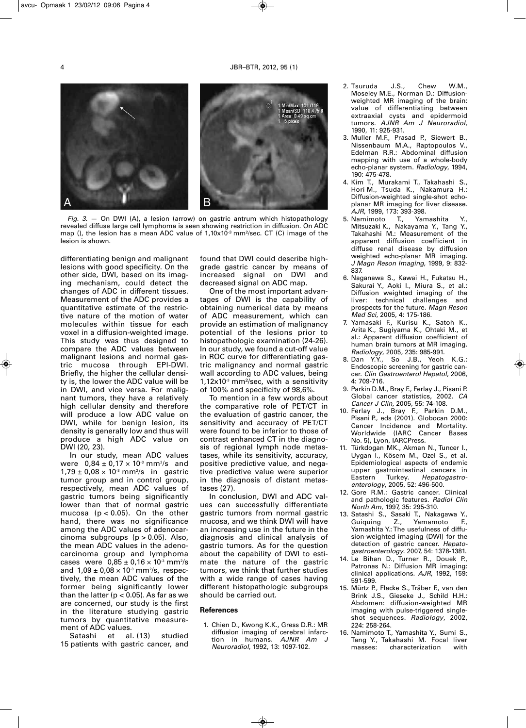*Fig. 3.* — On DWI (A), a lesion (arrow) on gastric antrum which histopathology revealed diffuse large cell lymphoma is seen showing restriction in diffusion. On ADC map (), the lesion has a mean ADC value of $1,10 \times 10^{-3}$ mm²/sec. CT (C) image of the lesion is shown.

differentiating benign and malignant lesions with good specificity. On the other side, DWI, based on its imaging mechanism, could detect the changes of ADC in different tissues. Measurement of the ADC provides a quantitative estimate of the restrictive nature of the motion of water molecules within tissue for each voxel in a diffusion-weighted image. This study was thus designed to compare the ADC values between malignant lesions and normal gastric mucosa through EPI-DWI. Briefly, the higher the cellular density is, the lower the ADC value will be in DWI, and vice versa. For malignant tumors, they have a relatively high cellular density and therefore will produce a low ADC value on DWI, while for benign lesion, its density is generally low and thus will produce a high ADC value on DWI (20, 23).

In our study, mean ADC values were $0,84 \pm 0,17 \times 10^{-3}$ mm²/s and $1,79 \pm 0,08 \times 10^{-3}$ mm²/s in gastric tumor group and in control group, respectively, mean ADC values of gastric tumors being significantly lower than that of normal gastric mucosa ($p < 0.05$). On the other hand, there was no significance among the ADC values of adenocarcinoma subgroups ($p > 0.05$). Also, the mean ADC values in the adenocarcinoma group and lymphoma cases were $0,85 \pm 0,16 \times 10^{-3}$ mm²/s and $1,09 \pm 0,08 \times 10^{-3}$ mm²/s, respectively, the mean ADC values of the former being significantly lower than the latter ($p < 0.05$). As far as we are concerned, our study is the first in the literature studying gastric tumors by quantitative measurement of ADC values.

Satashi et al. (13) studied 15 patients with gastric cancer, and found that DWI could describe high-grade gastric cancer by means of increased signal on DWI and decreased signal on ADC map.

One of the most important advantages of DWI is the capability of obtaining numerical data by means of ADC measurement, which can provide an estimation of malignancy potential of the lesions prior to histopathologic examination (24-26). In our study, we found a cut-off value in ROC curve for differentiating gastric malignancy and normal gastric wall according to ADC values, being $1,12 \times 10^{-3}$ mm²/sec, with a sensitivity of 100% and specificity of 98,6%.

To mention in a few words about the comparative role of PET/CT in the evaluation of gastric cancer, the sensitivity and accuracy of PET/CT were found to be inferior to those of contrast enhanced CT in the diagnosis of regional lymph node metastases, while its sensitivity, accuracy, positive predictive value, and negative predictive value were superior in the diagnosis of distant metastases (27).

In conclusion, DWI and ADC values can successfully differentiate gastric tumors from normal gastric mucosa, and we think DWI will have an increasing use in the future in the diagnosis and clinical analysis of gastric tumors. As for the question about the capability of DWI to estimate the nature of the gastric tumors, we think that further studies with a wide range of cases having different histopathologic subgroups should be carried out.

## References

1. Chien D., Kwong K.K., Gress D.R.: MR diffusion imaging of cerebral infarction in humans. *AJNR Am J Neuroradiol*, 1992, 13: 1097-102.
2. Tsuruda J.S., Chew W.M., Moseley M.E., Norman D.: Diffusion-weighted MR imaging of the brain: value of differentiating between extraaxial cysts and epidermoid tumors. *AJNR Am J Neuroradiol*, 1990, 11: 925-931.
3. Muller M.F., Prasad P., Siewert B., Nissenbaum M.A., Raptopoulos V., Edelman R.R.: Abdominal diffusion mapping with use of a whole-body echo-planar system. *Radiology*, 1994, 190: 475-478.
4. Kim T., Murakami T., Takahashi S., Hori M., Tsuda K., Nakamura H.: Diffusion-weighted single-shot echo-planar MR imaging for liver disease. *AJR*, 1999, 173: 393-398.
5. Namimoto T., Yamashita Y., Mitsuzaki K., Nakayama Y., Tang Y., Takahashi M.: Measurement of the apparent diffusion coefficient in diffuse renal disease by diffusion weighted echo-planar MR imaging. *J Magn Reson Imaging*, 1999, 9: 832-837.
6. Naganawa S., Kawai H., Fukatsu H., Sakurai Y., Aoki I., Miura S., et al.: Diffusion weighted imaging of the liver: technical challenges and prospects for the future. *Magn Reson Med Sci*, 2005, 4: 175-186.
7. Yamasaki F., Kurisu K., Satoh K., Arita K., Sugiyama K., Ohtaki M., et al.: Apparent diffusion coefficient of human brain tumors at MR imaging. *Radiology*, 2005, 235: 985-991.
8. Dan Y.Y., So J.B., Yeoh K.G.: Endoscopic screening for gastric cancer. *Clin Gastroenterol Hepatol*, 2006, 4: 709-716.
9. Parkin D.M., Bray F., Ferlay J., Pisani P. Global cancer statistics, 2002. *CA Cancer J Clin*, 2005, 55: 74-108.
10. Ferlay J., Bray F., Parkin D.M., Pisani P., eds (2001). Globocan 2000: Cancer Incidence and Mortality. Worldwide (IARC Cancer Bases No. 5), Lyon, IARCPress.
11. Türkdogan MK., Akman N., Tuncer I., Uygan I., Kösem M., Ozel S., et al. Epidemiological aspects of endemic upper gastrointestinal cancers in Eastern Turkey. *Hepatogastroenterology*, 2005, 52: 496-500.
12. Gore R.M.: Gastric cancer. Clinical and pathologic features. *Radiol Clin North Am*, 1997, 35: 295-310.
13. Satashi S., Sasaki T., Nakagawa Y., Guiquing Z., Yamamoto F., Yamashita Y.: The usefulness of diffusion-weighted imaging (DWI) for the detection of gastric cancer. *Hepatogastroenterology*. 2007, 54: 1378-1381.
14. Le Bihan D., Turner R., Douek P., Patronas N.: Diffusion MR imaging: clinical applications. *AJR*, 1992, 159: 591-599.
15. Mürtz P., Flacke S., Träber F., van den Brink J.S., Gieseke J., Schild H.H.: Abdomen: diffusion-weighted MR imaging with pulse-triggered single-shot sequences. *Radiology*, 2002, 224: 258-264.
16. Namimoto T., Yamashita Y., Sumi S., Tang Y., Takahashi M. Focal liver masses: characterization with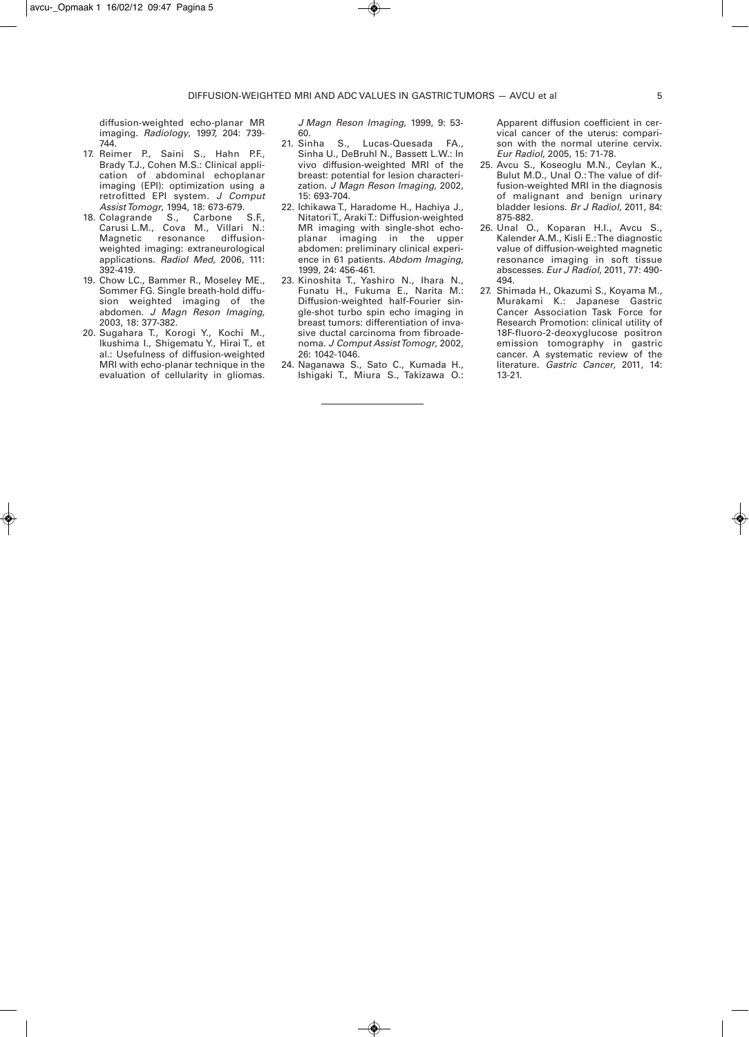diffusion-weighted echo-planar MR imaging. *Radiology*, 1997, 204: 739-744.

17. Reimer P., Saini S., Hahn P.F., Brady T.J., Cohen M.S.: Clinical application of abdominal echoplanar imaging (EPI): optimization using a retrofitted EPI system. *J Comput Assist Tomogr*, 1994, 18: 673-679.
18. Colagrande S., Carbone S.F., Carusi L.M., Cova M., Villari N.: Magnetic resonance diffusion-weighted imaging: extraneurological applications. *Radiol Med*, 2006, 111: 392-419.
19. Chow LC., Bammer R., Moseley ME., Sommer FG. Single breath-hold diffusion weighted imaging of the abdomen. *J Magn Reson Imaging*, 2003, 18: 377-382.
20. Sugahara T., Korogi Y., Kochi M., Ikushima I., Shigematu Y., Hirai T., et al.: Usefulness of diffusion-weighted MRI with echo-planar technique in the evaluation of cellularity in gliomas. *J Magn Reson Imaging*, 1999, 9: 53-60.
21. Sinha S., Lucas-Quesada FA., Sinha U., DeBruhl N., Bassett L.W.: In vivo diffusion-weighted MRI of the breast: potential for lesion characterization. *J Magn Reson Imaging*, 2002, 15: 693-704.
22. Ichikawa T., Haradome H., Hachiya J., Nitatori T., Araki T.: Diffusion-weighted MR imaging with single-shot echo-planar imaging in the upper abdomen: preliminary clinical experience in 61 patients. *Abdom Imaging*, 1999, 24: 456-461.
23. Kinoshita T., Yashiro N., Ihara N., Funatu H., Fukuma E., Narita M.: Diffusion-weighted half-Fourier single-shot turbo spin echo imaging in breast tumors: differentiation of invasive ductal carcinoma from fibroadenoma. *J Comput Assist Tomogr*, 2002, 26: 1042-1046.
24. Naganawa S., Sato C., Kumada H., Ishigaki T., Miura S., Takizawa O.: Apparent diffusion coefficient in cervical cancer of the uterus: comparison with the normal uterine cervix. *Eur Radiol*, 2005, 15: 71-78.
25. Avcu S., Koseoglu M.N., Ceylan K., Bulut M.D., Unal O.: The value of diffusion-weighted MRI in the diagnosis of malignant and benign urinary bladder lesions. *Br J Radiol*, 2011, 84: 875-882.
26. Unal O., Koparan H.I., Avcu S., Kalender A.M., Kisli E.: The diagnostic value of diffusion-weighted magnetic resonance imaging in soft tissue abscesses. *Eur J Radiol*, 2011, 77: 490-494.
27. Shimada H., Okazumi S., Koyama M., Murakami K.: Japanese Gastric Cancer Association Task Force for Research Promotion: clinical utility of 18F-fluoro-2-deoxyglucose positron emission tomography in gastric cancer. A systematic review of the literature. *Gastric Cancer*, 2011, 14: 13-21.